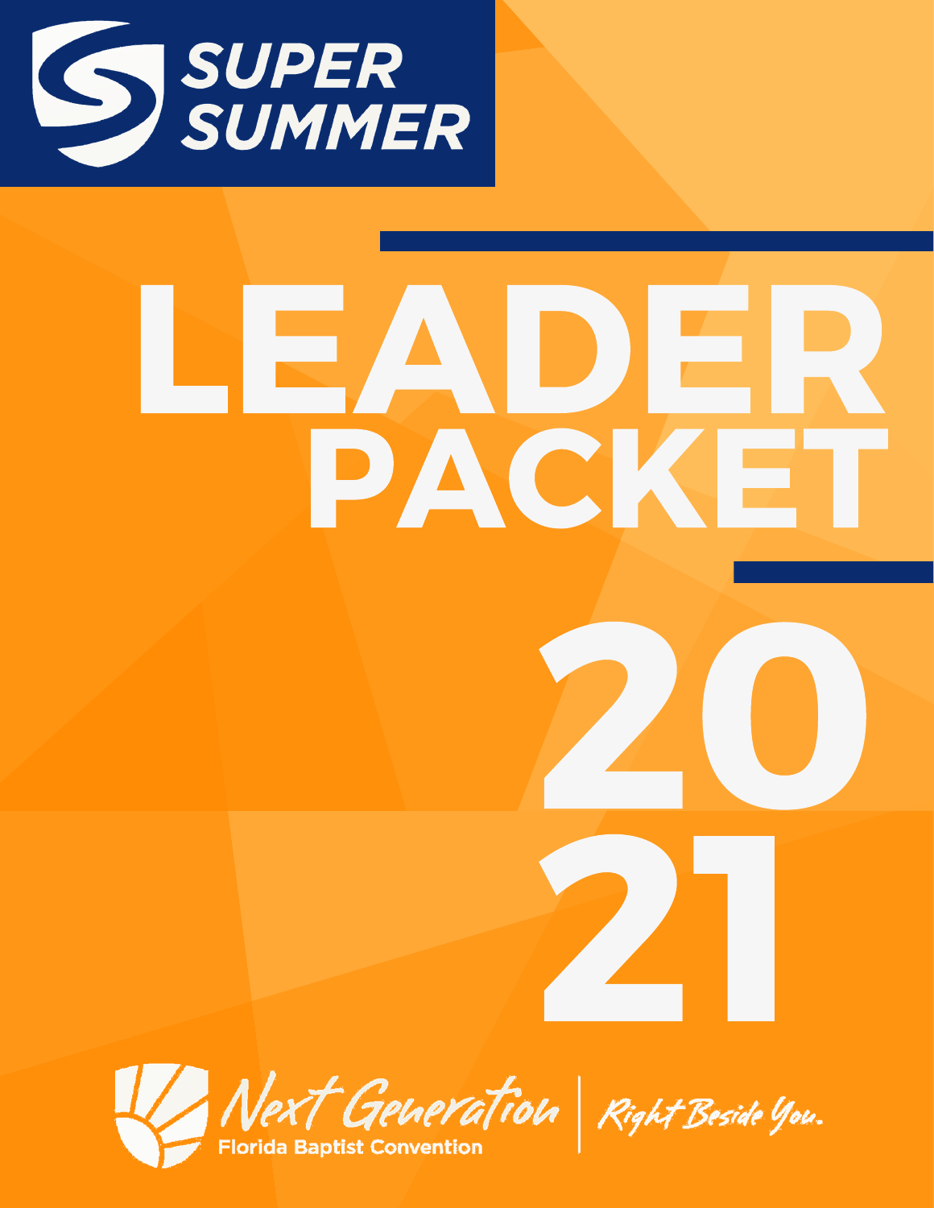SUPER SUMMER

# LEADER PACKET

# 2021

Next Generation | Right Beside You.

Florida Baptist Convention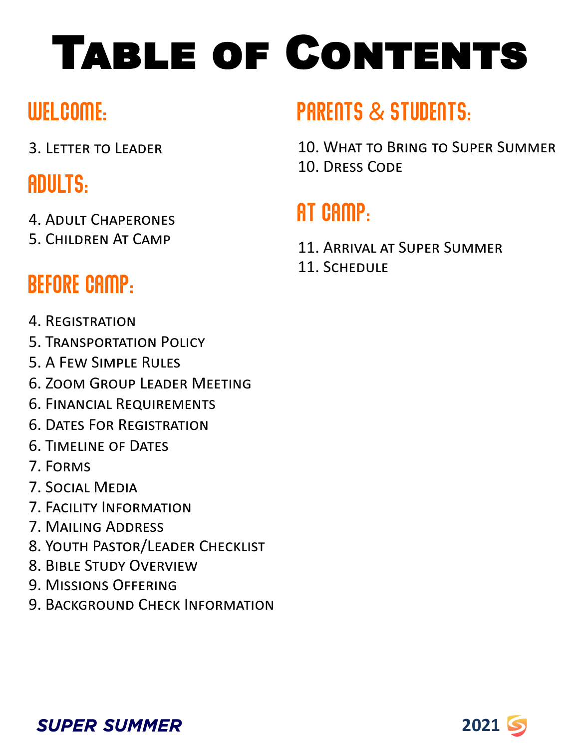# Table of Contents

## Welcome:

3. Letter to Leader

## Adults:

4. Adult Chaperones
5. Children At Camp

## Before Camp:

4. Registration
5. Transportation Policy
5. A Few Simple Rules
6. Zoom Group Leader Meeting
6. Financial Requirements
6. Dates For Registration
6. Timeline of Dates
7. Forms
7. Social Media
7. Facility Information
7. Mailing Address
8. Youth Pastor/Leader Checklist
8. Bible Study Overview
9. Missions Offering
9. Background Check Information

## Parents & Students:

10. What to Bring to Super Summer
10. Dress Code

## At Camp:

11. Arrival at Super Summer
11. Schedule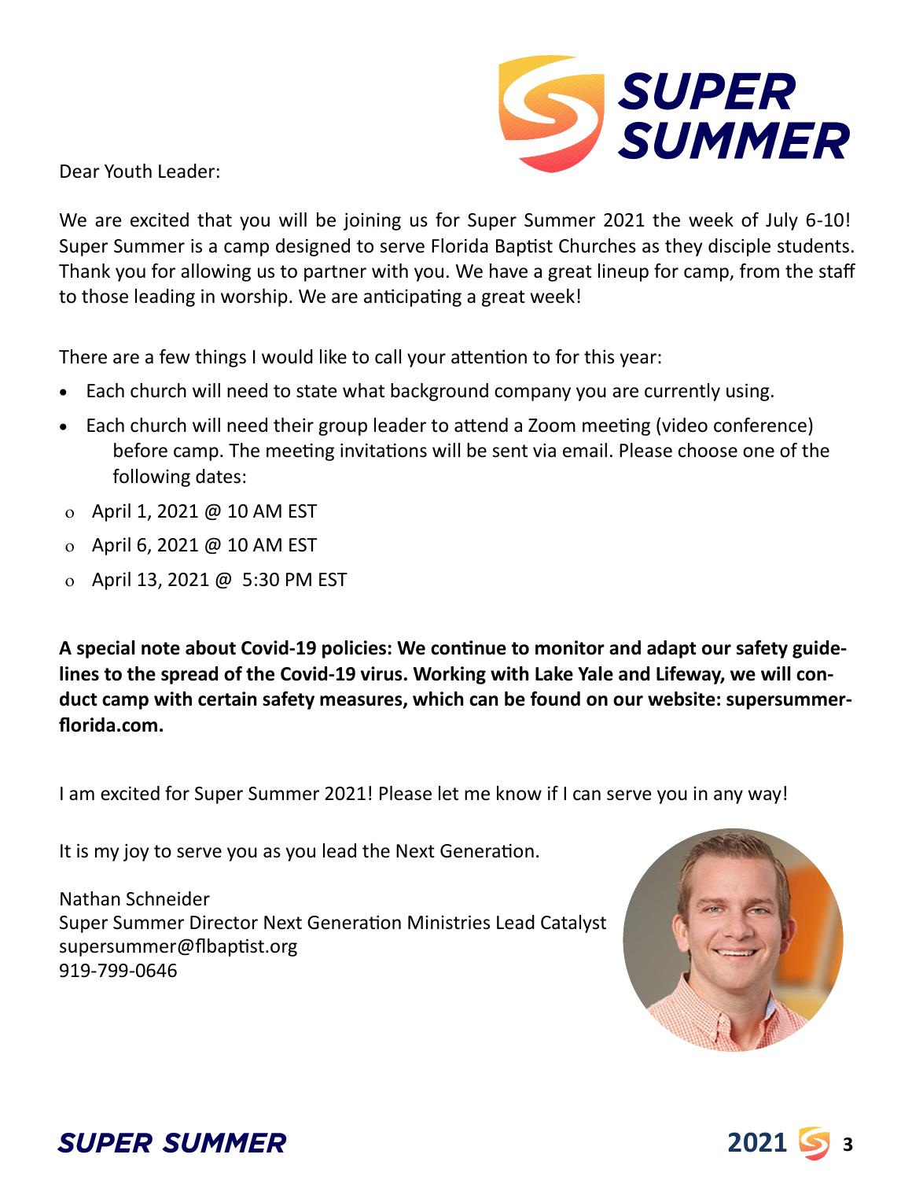Dear Youth Leader:

We are excited that you will be joining us for Super Summer 2021 the week of July 6-10! Super Summer is a camp designed to serve Florida Baptist Churches as they disciple students. Thank you for allowing us to partner with you. We have a great lineup for camp, from the staff to those leading in worship. We are anticipating a great week!

There are a few things I would like to call your attention to for this year:

- Each church will need to state what background company you are currently using.
- Each church will need their group leader to attend a Zoom meeting (video conference) before camp. The meeting invitations will be sent via email. Please choose one of the following dates:
  - April 1, 2021 @ 10 AM EST
  - April 6, 2021 @ 10 AM EST
  - April 13, 2021 @ 5:30 PM EST

**A special note about Covid-19 policies: We continue to monitor and adapt our safety guidelines to the spread of the Covid-19 virus. Working with Lake Yale and Lifeway, we will conduct camp with certain safety measures, which can be found on our website: supersummerflorida.com.**

I am excited for Super Summer 2021! Please let me know if I can serve you in any way!

It is my joy to serve you as you lead the Next Generation.

Nathan Schneider
Super Summer Director Next Generation Ministries Lead Catalyst
supersummer@flbaptist.org
919-799-0646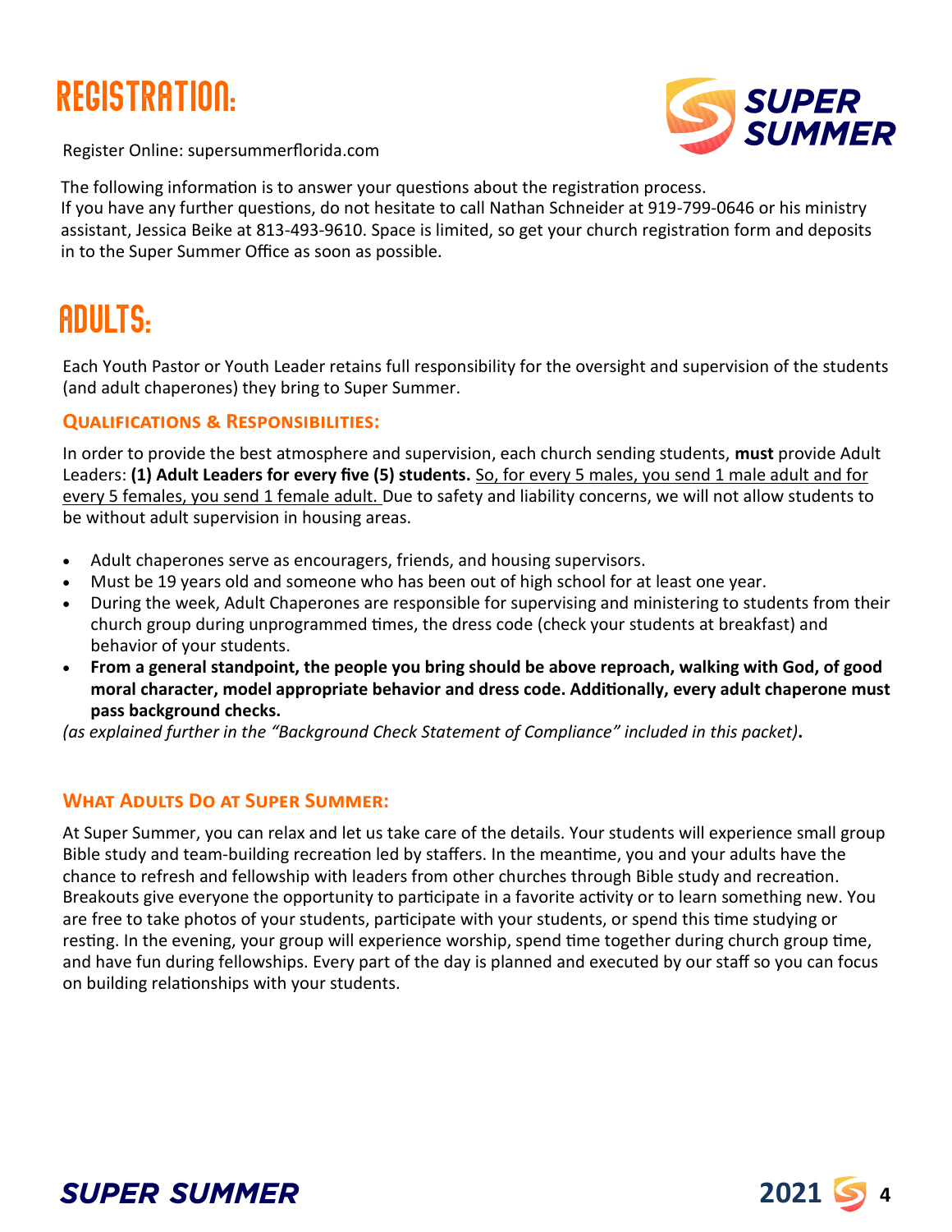# REGISTRATION:

Register Online: supersummerflorida.com

The following information is to answer your questions about the registration process.
If you have any further questions, do not hesitate to call Nathan Schneider at 919-799-0646 or his ministry assistant, Jessica Beike at 813-493-9610. Space is limited, so get your church registration form and deposits in to the Super Summer Office as soon as possible.

# ADULTS:

Each Youth Pastor or Youth Leader retains full responsibility for the oversight and supervision of the students (and adult chaperones) they bring to Super Summer.

### Qualifications & Responsibilities:

In order to provide the best atmosphere and supervision, each church sending students, **must** provide Adult Leaders: **(1) Adult Leaders for every five (5) students.** So, for every 5 males, you send 1 male adult and for every 5 females, you send 1 female adult. Due to safety and liability concerns, we will not allow students to be without adult supervision in housing areas.

- Adult chaperones serve as encouragers, friends, and housing supervisors.
- Must be 19 years old and someone who has been out of high school for at least one year.
- During the week, Adult Chaperones are responsible for supervising and ministering to students from their church group during unprogrammed times, the dress code (check your students at breakfast) and behavior of your students.
- **From a general standpoint, the people you bring should be above reproach, walking with God, of good moral character, model appropriate behavior and dress code. Additionally, every adult chaperone must pass background checks.**

*(as explained further in the "Background Check Statement of Compliance" included in this packet)*.

### What Adults Do at Super Summer:

At Super Summer, you can relax and let us take care of the details. Your students will experience small group Bible study and team-building recreation led by staffers. In the meantime, you and your adults have the chance to refresh and fellowship with leaders from other churches through Bible study and recreation. Breakouts give everyone the opportunity to participate in a favorite activity or to learn something new. You are free to take photos of your students, participate with your students, or spend this time studying or resting. In the evening, your group will experience worship, spend time together during church group time, and have fun during fellowships. Every part of the day is planned and executed by our staff so you can focus on building relationships with your students.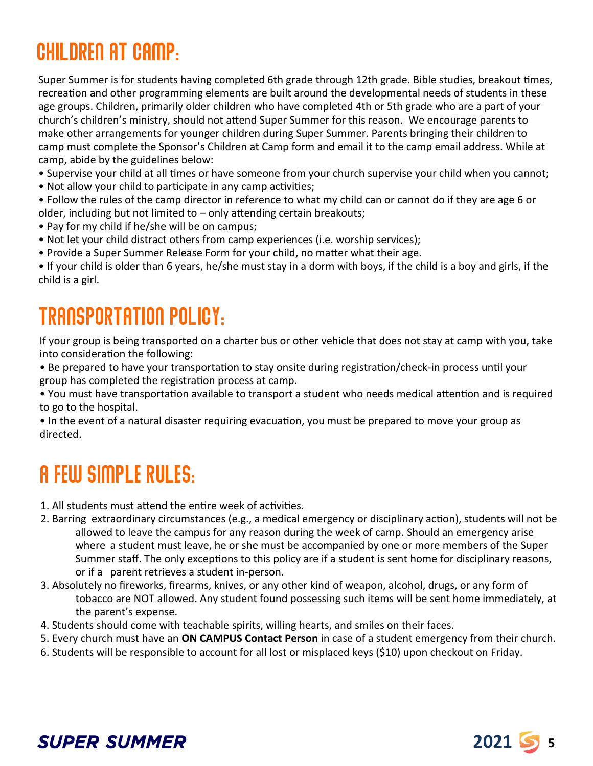# CHILDREN AT CAMP:

Super Summer is for students having completed 6th grade through 12th grade. Bible studies, breakout times, recreation and other programming elements are built around the developmental needs of students in these age groups. Children, primarily older children who have completed 4th or 5th grade who are a part of your church's children's ministry, should not attend Super Summer for this reason. We encourage parents to make other arrangements for younger children during Super Summer. Parents bringing their children to camp must complete the Sponsor's Children at Camp form and email it to the camp email address. While at camp, abide by the guidelines below:

- Supervise your child at all times or have someone from your church supervise your child when you cannot;
- Not allow your child to participate in any camp activities;
- Follow the rules of the camp director in reference to what my child can or cannot do if they are age 6 or older, including but not limited to – only attending certain breakouts;
- Pay for my child if he/she will be on campus;
- Not let your child distract others from camp experiences (i.e. worship services);
- Provide a Super Summer Release Form for your child, no matter what their age.
- If your child is older than 6 years, he/she must stay in a dorm with boys, if the child is a boy and girls, if the child is a girl.

# TRANSPORTATION POLICY:

If your group is being transported on a charter bus or other vehicle that does not stay at camp with you, take into consideration the following:

- Be prepared to have your transportation to stay onsite during registration/check-in process until your group has completed the registration process at camp.
- You must have transportation available to transport a student who needs medical attention and is required to go to the hospital.
- In the event of a natural disaster requiring evacuation, you must be prepared to move your group as directed.

# A FEW SIMPLE RULES:

1. All students must attend the entire week of activities.
2. Barring extraordinary circumstances (e.g., a medical emergency or disciplinary action), students will not be allowed to leave the campus for any reason during the week of camp. Should an emergency arise where a student must leave, he or she must be accompanied by one or more members of the Super Summer staff. The only exceptions to this policy are if a student is sent home for disciplinary reasons, or if a parent retrieves a student in-person.
3. Absolutely no fireworks, firearms, knives, or any other kind of weapon, alcohol, drugs, or any form of tobacco are NOT allowed. Any student found possessing such items will be sent home immediately, at the parent's expense.
4. Students should come with teachable spirits, willing hearts, and smiles on their faces.
5. Every church must have an **ON CAMPUS Contact Person** in case of a student emergency from their church.
6. Students will be responsible to account for all lost or misplaced keys ($10) upon checkout on Friday.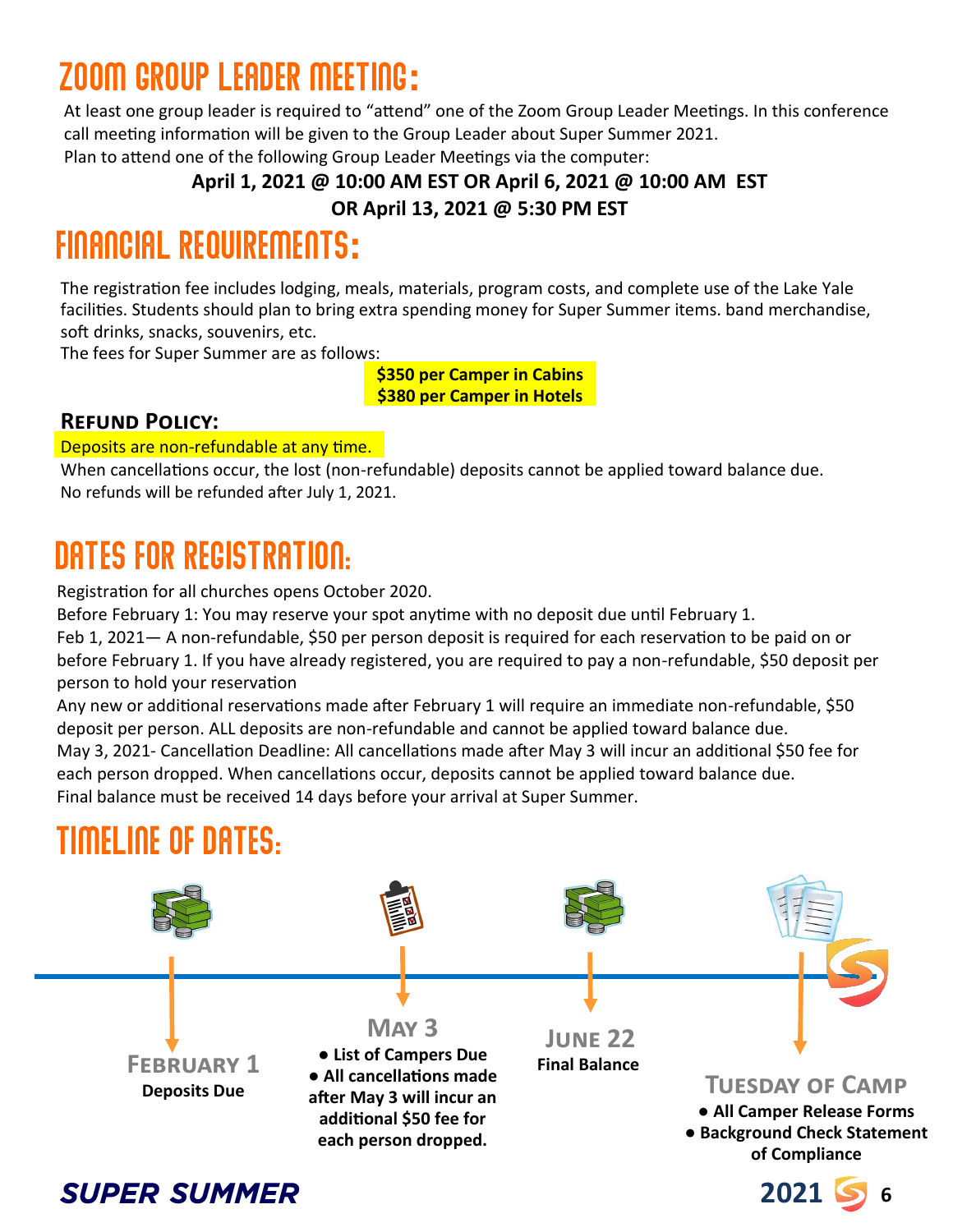# Zoom Group Leader Meeting:

At least one group leader is required to "attend" one of the Zoom Group Leader Meetings. In this conference call meeting information will be given to the Group Leader about Super Summer 2021.

Plan to attend one of the following Group Leader Meetings via the computer:

**April 1, 2021 @ 10:00 AM EST OR April 6, 2021 @ 10:00 AM EST**

**OR April 13, 2021 @ 5:30 PM EST**

# Financial Requirements:

The registration fee includes lodging, meals, materials, program costs, and complete use of the Lake Yale facilities. Students should plan to bring extra spending money for Super Summer items. band merchandise, soft drinks, snacks, souvenirs, etc.

The fees for Super Summer are as follows:

**$350 per Camper in Cabins**
**$380 per Camper in Hotels**

### Refund Policy:

Deposits are non-refundable at any time.

When cancellations occur, the lost (non-refundable) deposits cannot be applied toward balance due.

No refunds will be refunded after July 1, 2021.

# Dates for Registration:

Registration for all churches opens October 2020.

Before February 1: You may reserve your spot anytime with no deposit due until February 1.

Feb 1, 2021— A non-refundable, $50 per person deposit is required for each reservation to be paid on or before February 1. If you have already registered, you are required to pay a non-refundable, $50 deposit per person to hold your reservation

Any new or additional reservations made after February 1 will require an immediate non-refundable, $50 deposit per person. ALL deposits are non-refundable and cannot be applied toward balance due.

May 3, 2021- Cancellation Deadline: All cancellations made after May 3 will incur an additional $50 fee for each person dropped. When cancellations occur, deposits cannot be applied toward balance due.

Final balance must be received 14 days before your arrival at Super Summer.

# Timeline of Dates:

### February 1
**Deposits Due**

### May 3
- **List of Campers Due**
- **All cancellations made after May 3 will incur an additional $50 fee for each person dropped.**

### June 22
**Final Balance**

### Tuesday of Camp
- **All Camper Release Forms**
- **Background Check Statement of Compliance**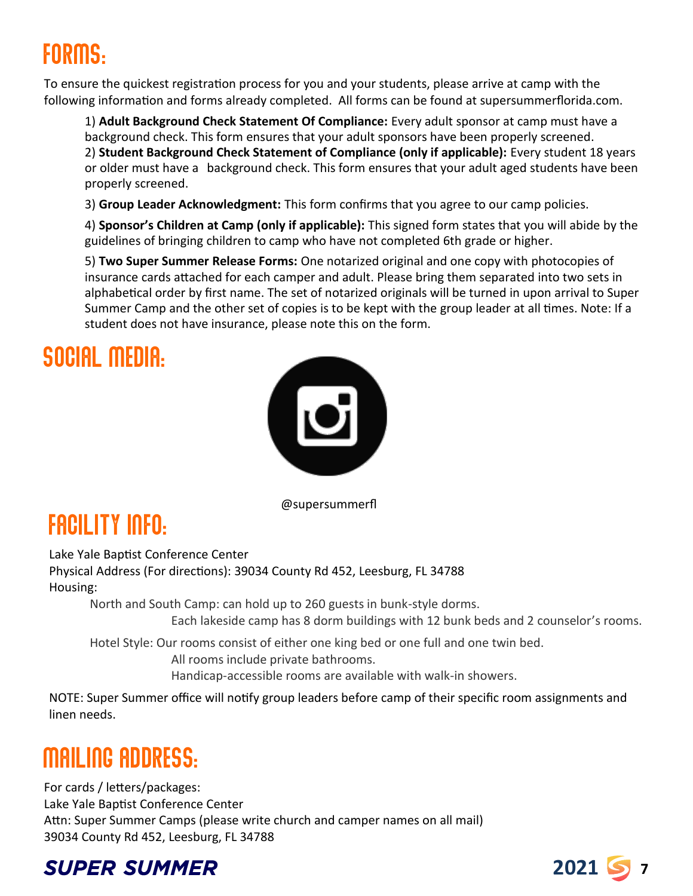# FORMS:

To ensure the quickest registration process for you and your students, please arrive at camp with the following information and forms already completed. All forms can be found at supersummerflorida.com.

1) **Adult Background Check Statement Of Compliance:** Every adult sponsor at camp must have a background check. This form ensures that your adult sponsors have been properly screened.
2) **Student Background Check Statement of Compliance (only if applicable):** Every student 18 years or older must have a background check. This form ensures that your adult aged students have been properly screened.

3) **Group Leader Acknowledgment:** This form confirms that you agree to our camp policies.

4) **Sponsor's Children at Camp (only if applicable):** This signed form states that you will abide by the guidelines of bringing children to camp who have not completed 6th grade or higher.

5) **Two Super Summer Release Forms:** One notarized original and one copy with photocopies of insurance cards attached for each camper and adult. Please bring them separated into two sets in alphabetical order by first name. The set of notarized originals will be turned in upon arrival to Super Summer Camp and the other set of copies is to be kept with the group leader at all times. Note: If a student does not have insurance, please note this on the form.

# SOCIAL MEDIA:

@supersummerfl

# FACILITY INFO:

Lake Yale Baptist Conference Center
Physical Address (For directions): 39034 County Rd 452, Leesburg, FL 34788
Housing:

North and South Camp: can hold up to 260 guests in bunk-style dorms.
Each lakeside camp has 8 dorm buildings with 12 bunk beds and 2 counselor's rooms.

Hotel Style: Our rooms consist of either one king bed or one full and one twin bed.
All rooms include private bathrooms.
Handicap-accessible rooms are available with walk-in showers.

NOTE: Super Summer office will notify group leaders before camp of their specific room assignments and linen needs.

# MAILING ADDRESS:

For cards / letters/packages:
Lake Yale Baptist Conference Center
Attn: Super Summer Camps (please write church and camper names on all mail)
39034 County Rd 452, Leesburg, FL 34788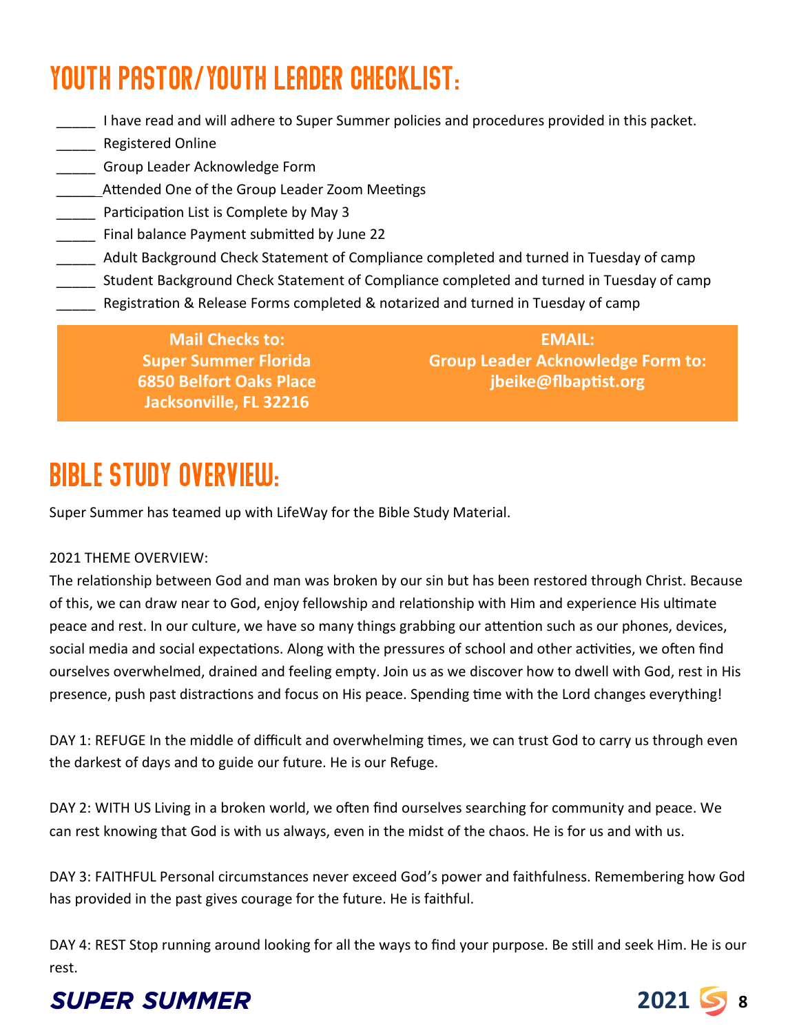# YOUTH PASTOR/YOUTH LEADER CHECKLIST:

_____ I have read and will adhere to Super Summer policies and procedures provided in this packet.
_____ Registered Online
_____ Group Leader Acknowledge Form
______Attended One of the Group Leader Zoom Meetings
_____ Participation List is Complete by May 3
_____ Final balance Payment submitted by June 22
_____ Adult Background Check Statement of Compliance completed and turned in Tuesday of camp
_____ Student Background Check Statement of Compliance completed and turned in Tuesday of camp
_____ Registration & Release Forms completed & notarized and turned in Tuesday of camp

**Mail Checks to:**
**Super Summer Florida**
**6850 Belfort Oaks Place**
**Jacksonville, FL 32216**

**EMAIL:**
**Group Leader Acknowledge Form to:**
**jbeike@flbaptist.org**

# BIBLE STUDY OVERVIEW:

Super Summer has teamed up with LifeWay for the Bible Study Material.

2021 THEME OVERVIEW:
The relationship between God and man was broken by our sin but has been restored through Christ. Because of this, we can draw near to God, enjoy fellowship and relationship with Him and experience His ultimate peace and rest. In our culture, we have so many things grabbing our attention such as our phones, devices, social media and social expectations. Along with the pressures of school and other activities, we often find ourselves overwhelmed, drained and feeling empty. Join us as we discover how to dwell with God, rest in His presence, push past distractions and focus on His peace. Spending time with the Lord changes everything!

DAY 1: REFUGE In the middle of difficult and overwhelming times, we can trust God to carry us through even the darkest of days and to guide our future. He is our Refuge.

DAY 2: WITH US Living in a broken world, we often find ourselves searching for community and peace. We can rest knowing that God is with us always, even in the midst of the chaos. He is for us and with us.

DAY 3: FAITHFUL Personal circumstances never exceed God's power and faithfulness. Remembering how God has provided in the past gives courage for the future. He is faithful.

DAY 4: REST Stop running around looking for all the ways to find your purpose. Be still and seek Him. He is our rest.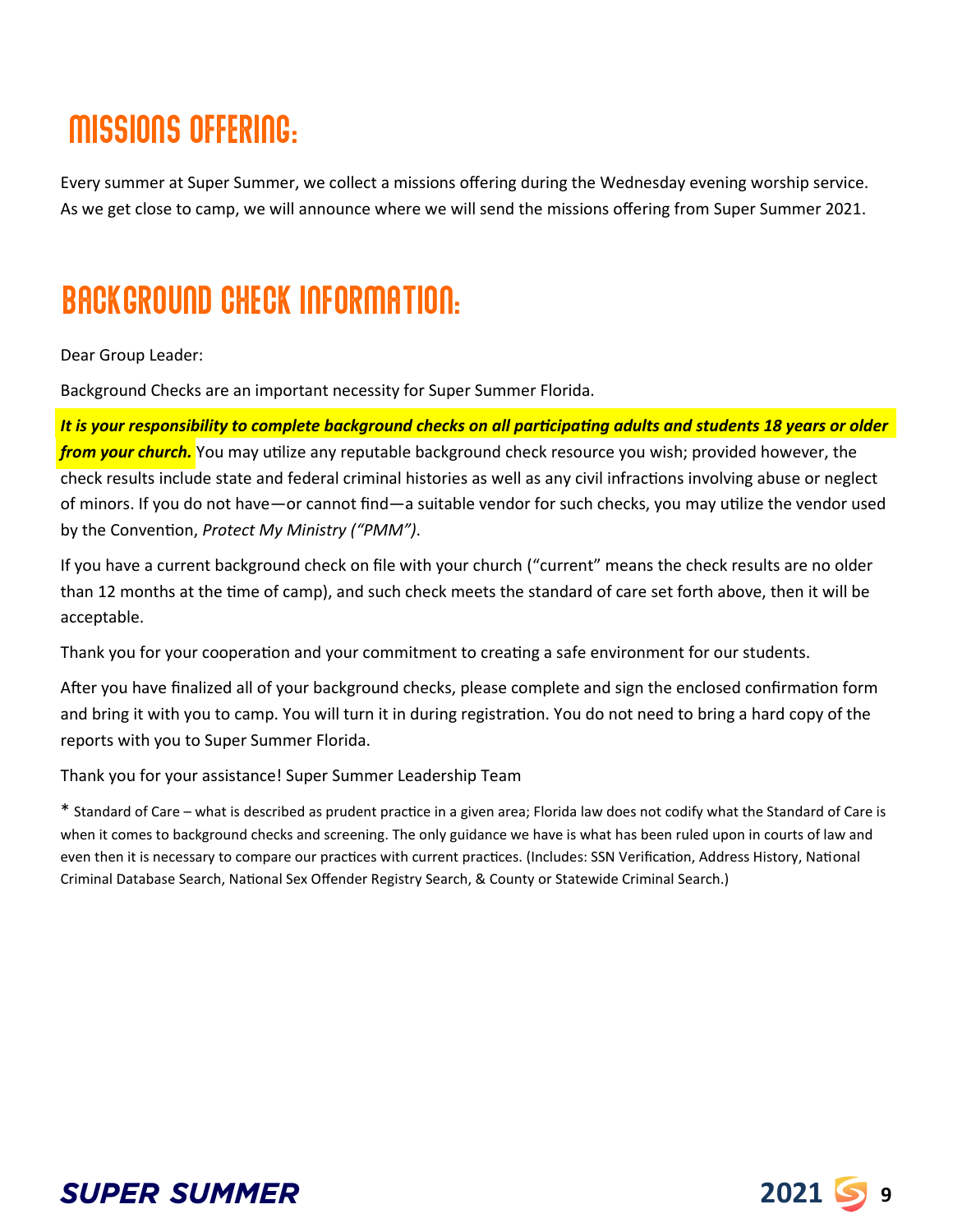# MISSIONS OFFERING:

Every summer at Super Summer, we collect a missions offering during the Wednesday evening worship service. As we get close to camp, we will announce where we will send the missions offering from Super Summer 2021.

# BACKGROUND CHECK INFORMATION:

Dear Group Leader:

Background Checks are an important necessity for Super Summer Florida.

***It is your responsibility to complete background checks on all participating adults and students 18 years or older from your church.*** You may utilize any reputable background check resource you wish; provided however, the check results include state and federal criminal histories as well as any civil infractions involving abuse or neglect of minors. If you do not have—or cannot find—a suitable vendor for such checks, you may utilize the vendor used by the Convention, *Protect My Ministry ("PMM")*.

If you have a current background check on file with your church ("current" means the check results are no older than 12 months at the time of camp), and such check meets the standard of care set forth above, then it will be acceptable.

Thank you for your cooperation and your commitment to creating a safe environment for our students.

After you have finalized all of your background checks, please complete and sign the enclosed confirmation form and bring it with you to camp. You will turn it in during registration. You do not need to bring a hard copy of the reports with you to Super Summer Florida.

Thank you for your assistance! Super Summer Leadership Team

* Standard of Care – what is described as prudent practice in a given area; Florida law does not codify what the Standard of Care is when it comes to background checks and screening. The only guidance we have is what has been ruled upon in courts of law and even then it is necessary to compare our practices with current practices. (Includes: SSN Verification, Address History, National Criminal Database Search, National Sex Offender Registry Search, & County or Statewide Criminal Search.)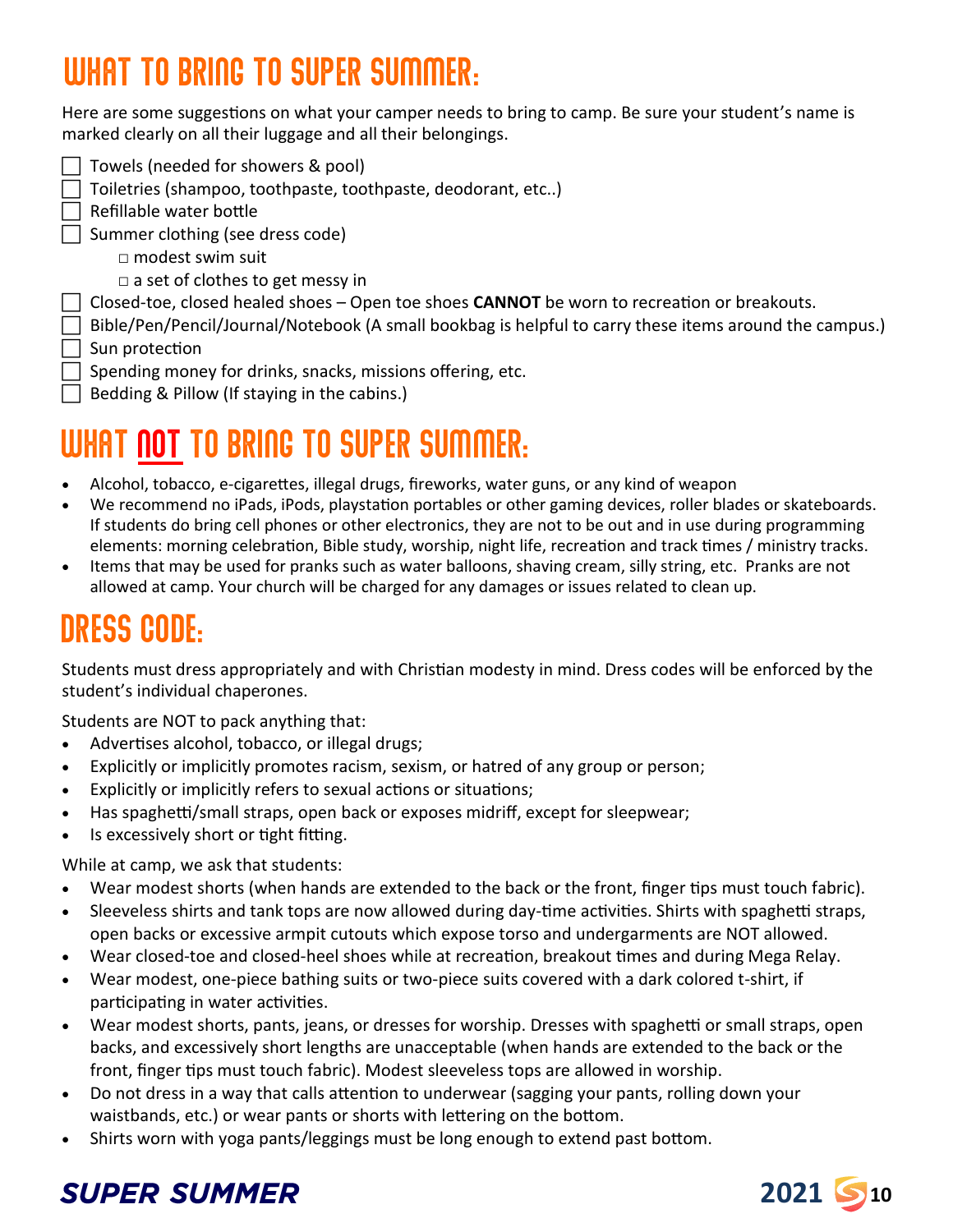# WHAT TO BRING TO SUPER SUMMER:

Here are some suggestions on what your camper needs to bring to camp. Be sure your student's name is marked clearly on all their luggage and all their belongings.

- [ ] Towels (needed for showers & pool)
- [ ] Toiletries (shampoo, toothpaste, toothpaste, deodorant, etc..)
- [ ] Refillable water bottle
- [ ] Summer clothing (see dress code)
    - □ modest swim suit
    - □ a set of clothes to get messy in
- [ ] Closed-toe, closed healed shoes – Open toe shoes **CANNOT** be worn to recreation or breakouts.
- [ ] Bible/Pen/Pencil/Journal/Notebook (A small bookbag is helpful to carry these items around the campus.)
- [ ] Sun protection
- [ ] Spending money for drinks, snacks, missions offering, etc.
- [ ] Bedding & Pillow (If staying in the cabins.)

# WHAT NOT TO BRING TO SUPER SUMMER:

- Alcohol, tobacco, e-cigarettes, illegal drugs, fireworks, water guns, or any kind of weapon
- We recommend no iPads, iPods, playstation portables or other gaming devices, roller blades or skateboards. If students do bring cell phones or other electronics, they are not to be out and in use during programming elements: morning celebration, Bible study, worship, night life, recreation and track times / ministry tracks.
- Items that may be used for pranks such as water balloons, shaving cream, silly string, etc. Pranks are not allowed at camp. Your church will be charged for any damages or issues related to clean up.

# DRESS CODE:

Students must dress appropriately and with Christian modesty in mind. Dress codes will be enforced by the student's individual chaperones.

Students are NOT to pack anything that:

- Advertises alcohol, tobacco, or illegal drugs;
- Explicitly or implicitly promotes racism, sexism, or hatred of any group or person;
- Explicitly or implicitly refers to sexual actions or situations;
- Has spaghetti/small straps, open back or exposes midriff, except for sleepwear;
- Is excessively short or tight fitting.

While at camp, we ask that students:

- Wear modest shorts (when hands are extended to the back or the front, finger tips must touch fabric).
- Sleeveless shirts and tank tops are now allowed during day-time activities. Shirts with spaghetti straps, open backs or excessive armpit cutouts which expose torso and undergarments are NOT allowed.
- Wear closed-toe and closed-heel shoes while at recreation, breakout times and during Mega Relay.
- Wear modest, one-piece bathing suits or two-piece suits covered with a dark colored t-shirt, if participating in water activities.
- Wear modest shorts, pants, jeans, or dresses for worship. Dresses with spaghetti or small straps, open backs, and excessively short lengths are unacceptable (when hands are extended to the back or the front, finger tips must touch fabric). Modest sleeveless tops are allowed in worship.
- Do not dress in a way that calls attention to underwear (sagging your pants, rolling down your waistbands, etc.) or wear pants or shorts with lettering on the bottom.
- Shirts worn with yoga pants/leggings must be long enough to extend past bottom.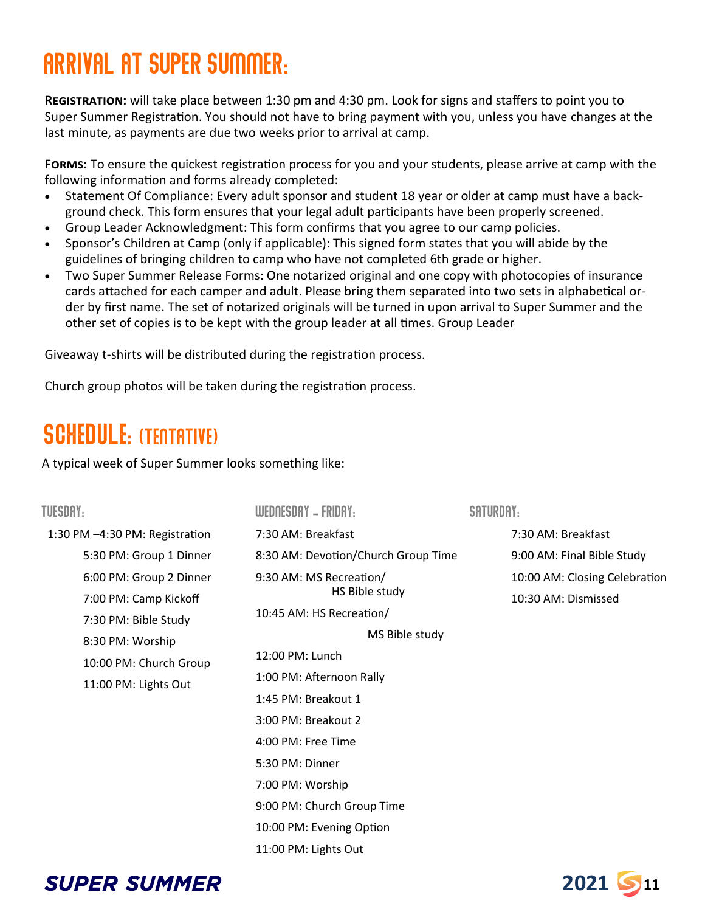# ARRIVAL AT SUPER SUMMER:

**Registration:** will take place between 1:30 pm and 4:30 pm. Look for signs and staffers to point you to Super Summer Registration. You should not have to bring payment with you, unless you have changes at the last minute, as payments are due two weeks prior to arrival at camp.

**Forms:** To ensure the quickest registration process for you and your students, please arrive at camp with the following information and forms already completed:

- Statement Of Compliance: Every adult sponsor and student 18 year or older at camp must have a background check. This form ensures that your legal adult participants have been properly screened.
- Group Leader Acknowledgment: This form confirms that you agree to our camp policies.
- Sponsor's Children at Camp (only if applicable): This signed form states that you will abide by the guidelines of bringing children to camp who have not completed 6th grade or higher.
- Two Super Summer Release Forms: One notarized original and one copy with photocopies of insurance cards attached for each camper and adult. Please bring them separated into two sets in alphabetical order by first name. The set of notarized originals will be turned in upon arrival to Super Summer and the other set of copies is to be kept with the group leader at all times. Group Leader

Giveaway t-shirts will be distributed during the registration process.

Church group photos will be taken during the registration process.

# SCHEDULE: (TENTATIVE)

A typical week of Super Summer looks something like:

### TUESDAY:

1:30 PM –4:30 PM: Registration

5:30 PM: Group 1 Dinner

6:00 PM: Group 2 Dinner

7:00 PM: Camp Kickoff

7:30 PM: Bible Study

8:30 PM: Worship

10:00 PM: Church Group

11:00 PM: Lights Out

### WEDNESDAY – FRIDAY:

7:30 AM: Breakfast

8:30 AM: Devotion/Church Group Time

9:30 AM: MS Recreation/ HS Bible study

10:45 AM: HS Recreation/ MS Bible study

12:00 PM: Lunch

1:00 PM: Afternoon Rally

1:45 PM: Breakout 1

3:00 PM: Breakout 2

4:00 PM: Free Time

5:30 PM: Dinner

7:00 PM: Worship

9:00 PM: Church Group Time

10:00 PM: Evening Option

11:00 PM: Lights Out

### SATURDAY:

7:30 AM: Breakfast

9:00 AM: Final Bible Study

10:00 AM: Closing Celebration

10:30 AM: Dismissed